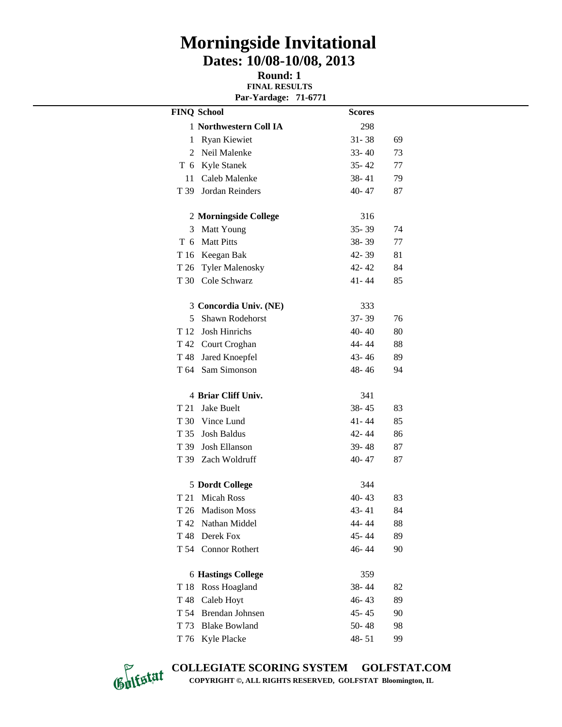# Morningside Invitational

## Dates: 10/08-10/08, 2013

**Round: 1**

**FINAL RESULTS**

**Par-Yardage: 71-6771**

| FINQ | School | Scores | |
|---|---|---|---|
| 1 | **Northwestern Coll IA** | 298 | |
| 1 | Ryan Kiewiet | 31- 38 | 69 |
| 2 | Neil Malenke | 33- 40 | 73 |
| T 6 | Kyle Stanek | 35- 42 | 77 |
| 11 | Caleb Malenke | 38- 41 | 79 |
| T 39 | Jordan Reinders | 40- 47 | 87 |
| 2 | **Morningside College** | 316 | |
| 3 | Matt Young | 35- 39 | 74 |
| T 6 | Matt Pitts | 38- 39 | 77 |
| T 16 | Keegan Bak | 42- 39 | 81 |
| T 26 | Tyler Malenosky | 42- 42 | 84 |
| T 30 | Cole Schwarz | 41- 44 | 85 |
| 3 | **Concordia Univ. (NE)** | 333 | |
| 5 | Shawn Rodehorst | 37- 39 | 76 |
| T 12 | Josh Hinrichs | 40- 40 | 80 |
| T 42 | Court Croghan | 44- 44 | 88 |
| T 48 | Jared Knoepfel | 43- 46 | 89 |
| T 64 | Sam Simonson | 48- 46 | 94 |
| 4 | **Briar Cliff Univ.** | 341 | |
| T 21 | Jake Buelt | 38- 45 | 83 |
| T 30 | Vince Lund | 41- 44 | 85 |
| T 35 | Josh Baldus | 42- 44 | 86 |
| T 39 | Josh Ellanson | 39- 48 | 87 |
| T 39 | Zach Woldruff | 40- 47 | 87 |
| 5 | **Dordt College** | 344 | |
| T 21 | Micah Ross | 40- 43 | 83 |
| T 26 | Madison Moss | 43- 41 | 84 |
| T 42 | Nathan Middel | 44- 44 | 88 |
| T 48 | Derek Fox | 45- 44 | 89 |
| T 54 | Connor Rothert | 46- 44 | 90 |
| 6 | **Hastings College** | 359 | |
| T 18 | Ross Hoagland | 38- 44 | 82 |
| T 48 | Caleb Hoyt | 46- 43 | 89 |
| T 54 | Brendan Johnsen | 45- 45 | 90 |
| T 73 | Blake Bowland | 50- 48 | 98 |
| T 76 | Kyle Placke | 48- 51 | 99 |

**COLLEGIATE SCORING SYSTEM GOLFSTAT.COM**

**COPYRIGHT ©, ALL RIGHTS RESERVED, GOLFSTAT Bloomington, IL**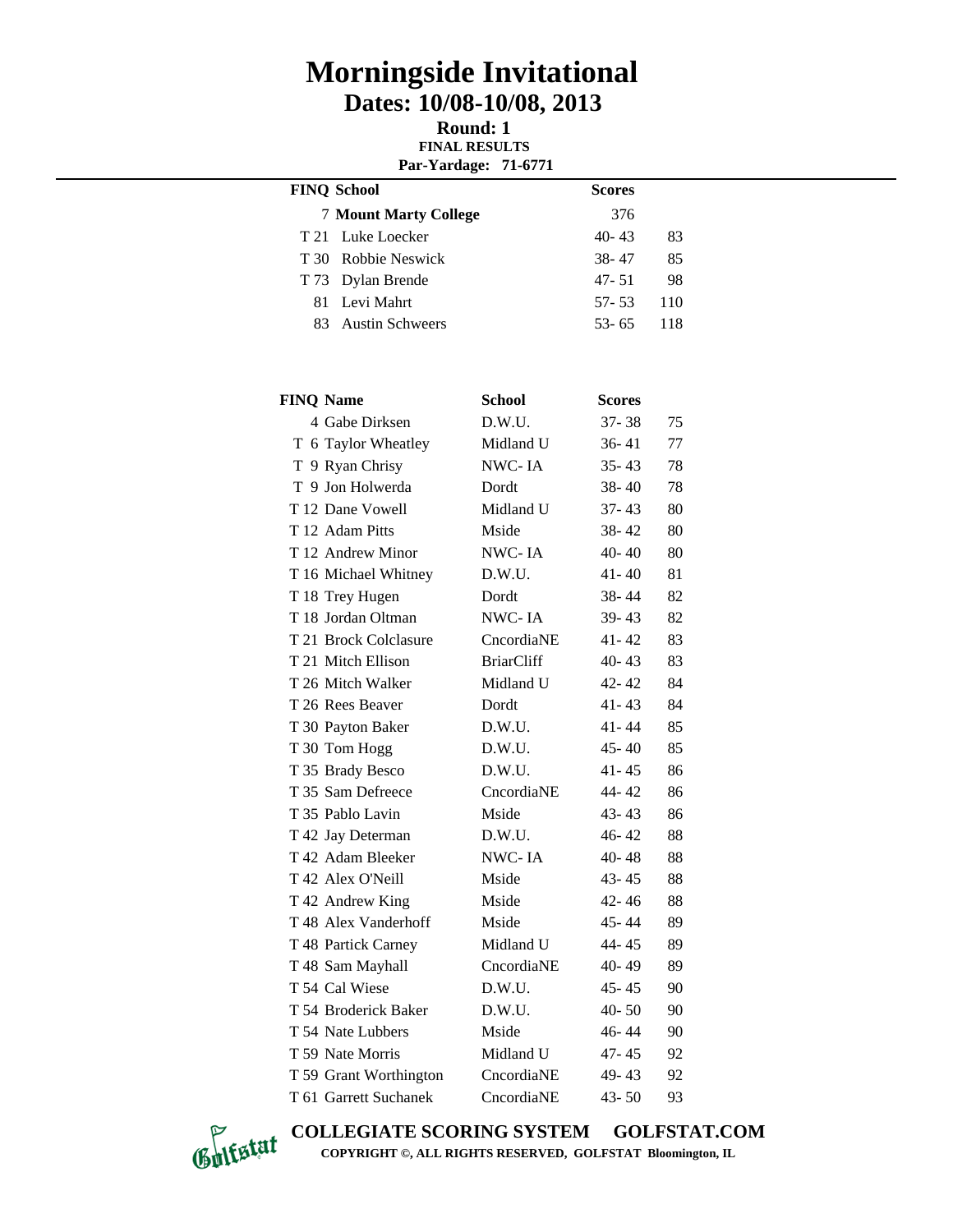# Morningside Invitational

## Dates: 10/08-10/08, 2013

### Round: 1

**FINAL RESULTS**

**Par-Yardage: 71-6771**

| FINQ | School | Scores | |
|---|---|---|---|
| 7 | **Mount Marty College** | 376 | |
| T 21 | Luke Loecker | 40- 43 | 83 |
| T 30 | Robbie Neswick | 38- 47 | 85 |
| T 73 | Dylan Brende | 47- 51 | 98 |
| 81 | Levi Mahrt | 57- 53 | 110 |
| 83 | Austin Schweers | 53- 65 | 118 |

| FINQ | Name | School | Scores | |
|---|---|---|---|---|
| 4 | Gabe Dirksen | D.W.U. | 37- 38 | 75 |
| T 6 | Taylor Wheatley | Midland U | 36- 41 | 77 |
| T 9 | Ryan Chrisy | NWC- IA | 35- 43 | 78 |
| T 9 | Jon Holwerda | Dordt | 38- 40 | 78 |
| T 12 | Dane Vowell | Midland U | 37- 43 | 80 |
| T 12 | Adam Pitts | Mside | 38- 42 | 80 |
| T 12 | Andrew Minor | NWC- IA | 40- 40 | 80 |
| T 16 | Michael Whitney | D.W.U. | 41- 40 | 81 |
| T 18 | Trey Hugen | Dordt | 38- 44 | 82 |
| T 18 | Jordan Oltman | NWC- IA | 39- 43 | 82 |
| T 21 | Brock Colclasure | CncordiaNE | 41- 42 | 83 |
| T 21 | Mitch Ellison | BriarCliff | 40- 43 | 83 |
| T 26 | Mitch Walker | Midland U | 42- 42 | 84 |
| T 26 | Rees Beaver | Dordt | 41- 43 | 84 |
| T 30 | Payton Baker | D.W.U. | 41- 44 | 85 |
| T 30 | Tom Hogg | D.W.U. | 45- 40 | 85 |
| T 35 | Brady Besco | D.W.U. | 41- 45 | 86 |
| T 35 | Sam Defreece | CncordiaNE | 44- 42 | 86 |
| T 35 | Pablo Lavin | Mside | 43- 43 | 86 |
| T 42 | Jay Determan | D.W.U. | 46- 42 | 88 |
| T 42 | Adam Bleeker | NWC- IA | 40- 48 | 88 |
| T 42 | Alex O'Neill | Mside | 43- 45 | 88 |
| T 42 | Andrew King | Mside | 42- 46 | 88 |
| T 48 | Alex Vanderhoff | Mside | 45- 44 | 89 |
| T 48 | Partick Carney | Midland U | 44- 45 | 89 |
| T 48 | Sam Mayhall | CncordiaNE | 40- 49 | 89 |
| T 54 | Cal Wiese | D.W.U. | 45- 45 | 90 |
| T 54 | Broderick Baker | D.W.U. | 40- 50 | 90 |
| T 54 | Nate Lubbers | Mside | 46- 44 | 90 |
| T 59 | Nate Morris | Midland U | 47- 45 | 92 |
| T 59 | Grant Worthington | CncordiaNE | 49- 43 | 92 |
| T 61 | Garrett Suchanek | CncordiaNE | 43- 50 | 93 |

**COLLEGIATE SCORING SYSTEM GOLFSTAT.COM**

**COPYRIGHT ©, ALL RIGHTS RESERVED, GOLFSTAT Bloomington, IL**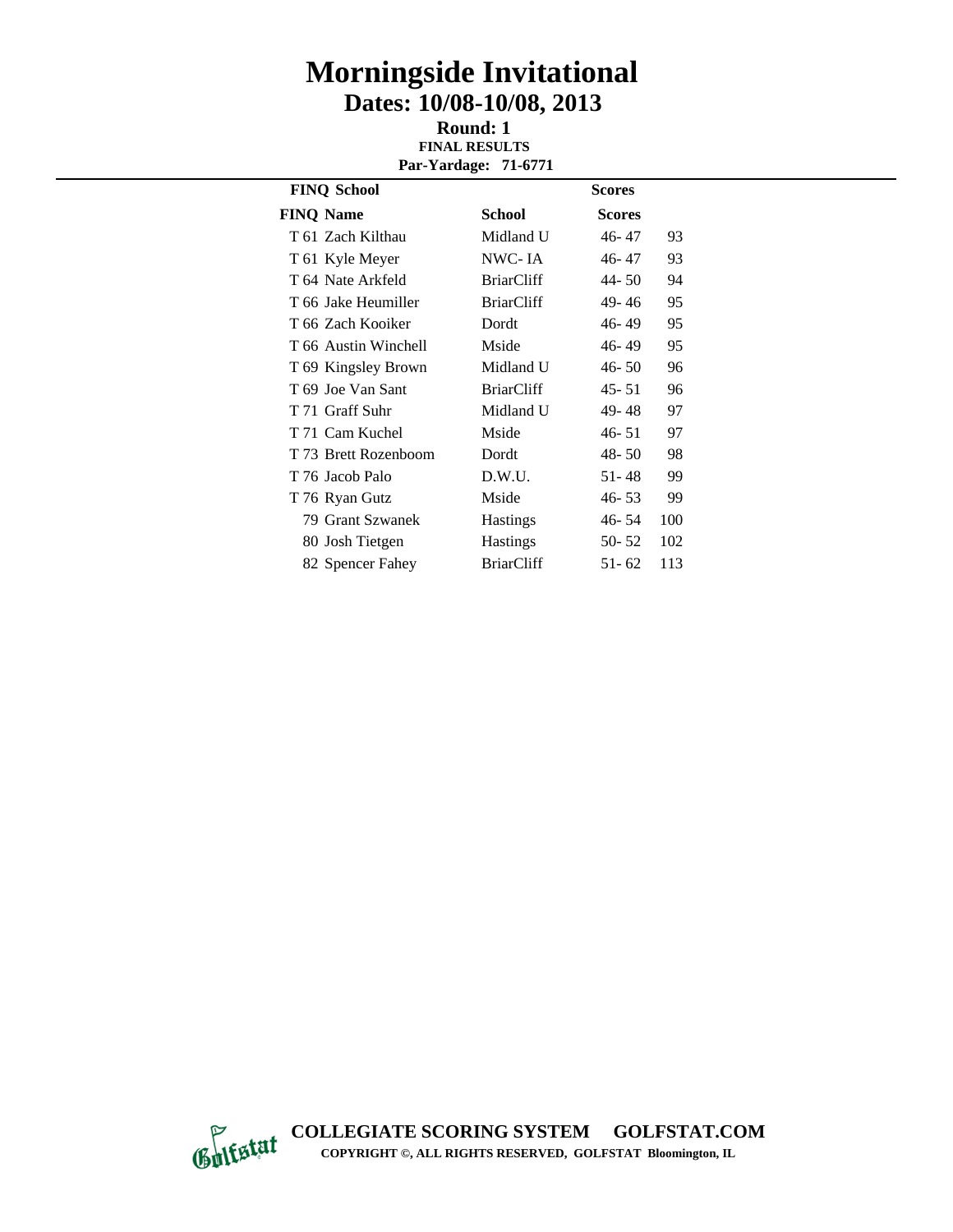# Morningside Invitational

## Dates: 10/08-10/08, 2013

**Round: 1**

**FINAL RESULTS**

**Par-Yardage: 71-6771**

| FINQ | Name | School | Scores | |
|---|---|---|---|---|
| T 61 | Zach Kilthau | Midland U | 46- 47 | 93 |
| T 61 | Kyle Meyer | NWC- IA | 46- 47 | 93 |
| T 64 | Nate Arkfeld | BriarCliff | 44- 50 | 94 |
| T 66 | Jake Heumiller | BriarCliff | 49- 46 | 95 |
| T 66 | Zach Kooiker | Dordt | 46- 49 | 95 |
| T 66 | Austin Winchell | Mside | 46- 49 | 95 |
| T 69 | Kingsley Brown | Midland U | 46- 50 | 96 |
| T 69 | Joe Van Sant | BriarCliff | 45- 51 | 96 |
| T 71 | Graff Suhr | Midland U | 49- 48 | 97 |
| T 71 | Cam Kuchel | Mside | 46- 51 | 97 |
| T 73 | Brett Rozenboom | Dordt | 48- 50 | 98 |
| T 76 | Jacob Palo | D.W.U. | 51- 48 | 99 |
| T 76 | Ryan Gutz | Mside | 46- 53 | 99 |
| 79 | Grant Szwanek | Hastings | 46- 54 | 100 |
| 80 | Josh Tietgen | Hastings | 50- 52 | 102 |
| 82 | Spencer Fahey | BriarCliff | 51- 62 | 113 |

**COLLEGIATE SCORING SYSTEM GOLFSTAT.COM**

**COPYRIGHT ©, ALL RIGHTS RESERVED, GOLFSTAT Bloomington, IL**